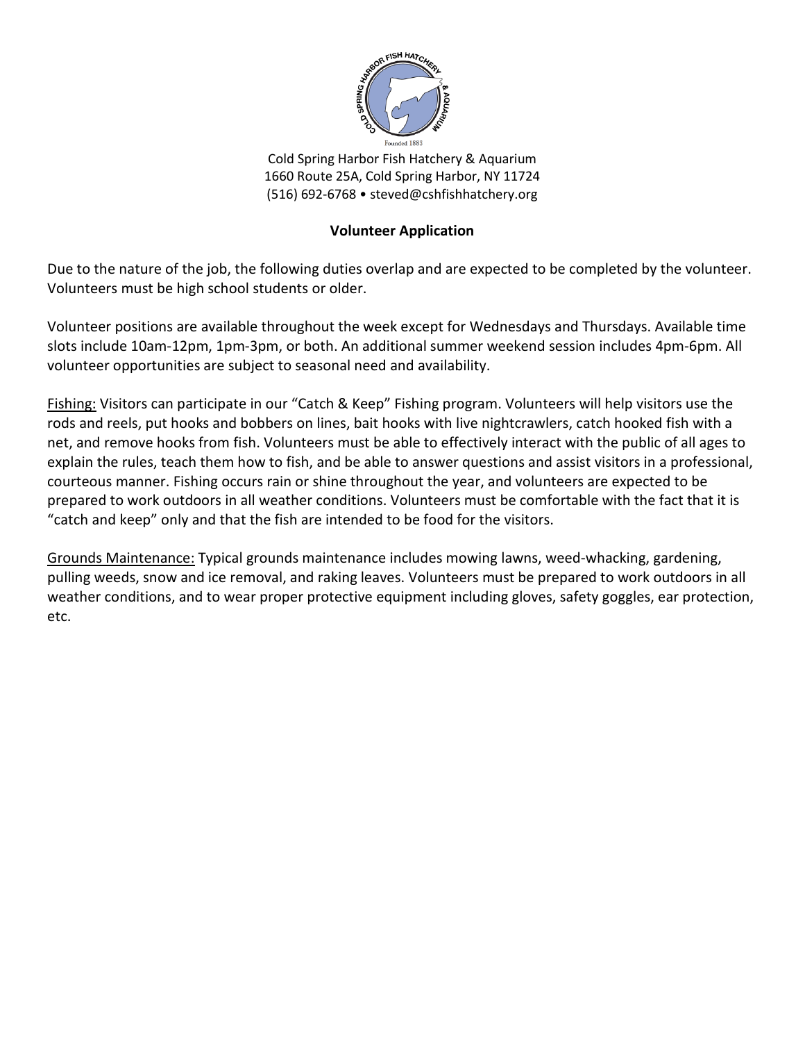Cold Spring Harbor Fish Hatchery & Aquarium
1660 Route 25A, Cold Spring Harbor, NY 11724
(516) 692-6768 • steved@cshfishhatchery.org

## Volunteer Application

Due to the nature of the job, the following duties overlap and are expected to be completed by the volunteer. Volunteers must be high school students or older.

Volunteer positions are available throughout the week except for Wednesdays and Thursdays. Available time slots include 10am-12pm, 1pm-3pm, or both. An additional summer weekend session includes 4pm-6pm. All volunteer opportunities are subject to seasonal need and availability.

<u>Fishing:</u> Visitors can participate in our "Catch & Keep" Fishing program. Volunteers will help visitors use the rods and reels, put hooks and bobbers on lines, bait hooks with live nightcrawlers, catch hooked fish with a net, and remove hooks from fish. Volunteers must be able to effectively interact with the public of all ages to explain the rules, teach them how to fish, and be able to answer questions and assist visitors in a professional, courteous manner. Fishing occurs rain or shine throughout the year, and volunteers are expected to be prepared to work outdoors in all weather conditions. Volunteers must be comfortable with the fact that it is "catch and keep" only and that the fish are intended to be food for the visitors.

<u>Grounds Maintenance:</u> Typical grounds maintenance includes mowing lawns, weed-whacking, gardening, pulling weeds, snow and ice removal, and raking leaves. Volunteers must be prepared to work outdoors in all weather conditions, and to wear proper protective equipment including gloves, safety goggles, ear protection, etc.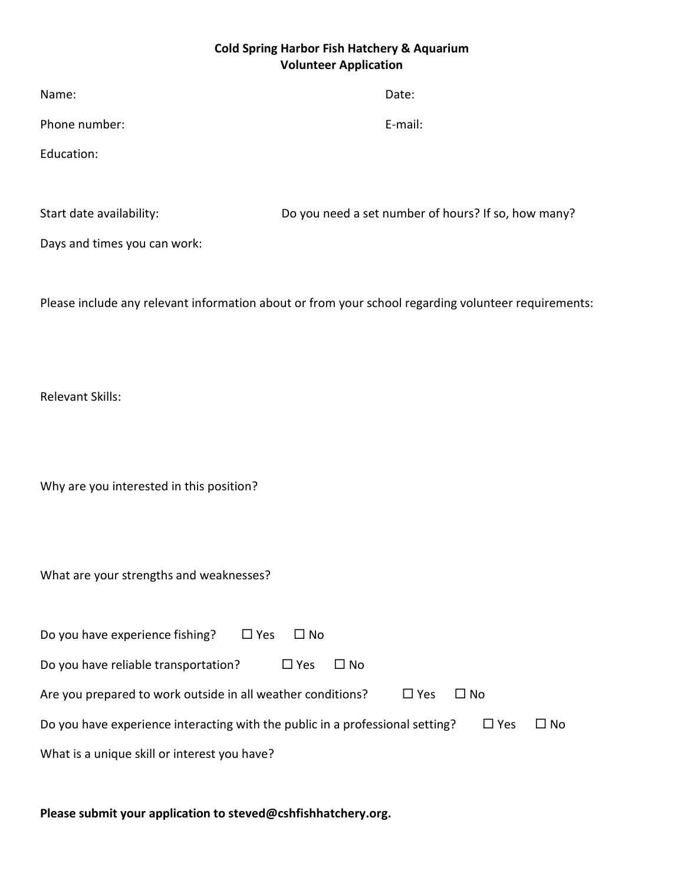**Cold Spring Harbor Fish Hatchery & Aquarium**
**Volunteer Application**

Name: Date:

Phone number: E-mail:

Education:

Start date availability: Do you need a set number of hours? If so, how many?

Days and times you can work:

Please include any relevant information about or from your school regarding volunteer requirements:

Relevant Skills:

Why are you interested in this position?

What are your strengths and weaknesses?

Do you have experience fishing? ☐ Yes ☐ No

Do you have reliable transportation? ☐ Yes ☐ No

Are you prepared to work outside in all weather conditions? ☐ Yes ☐ No

Do you have experience interacting with the public in a professional setting? ☐ Yes ☐ No

What is a unique skill or interest you have?

**Please submit your application to steved@cshfishhatchery.org.**